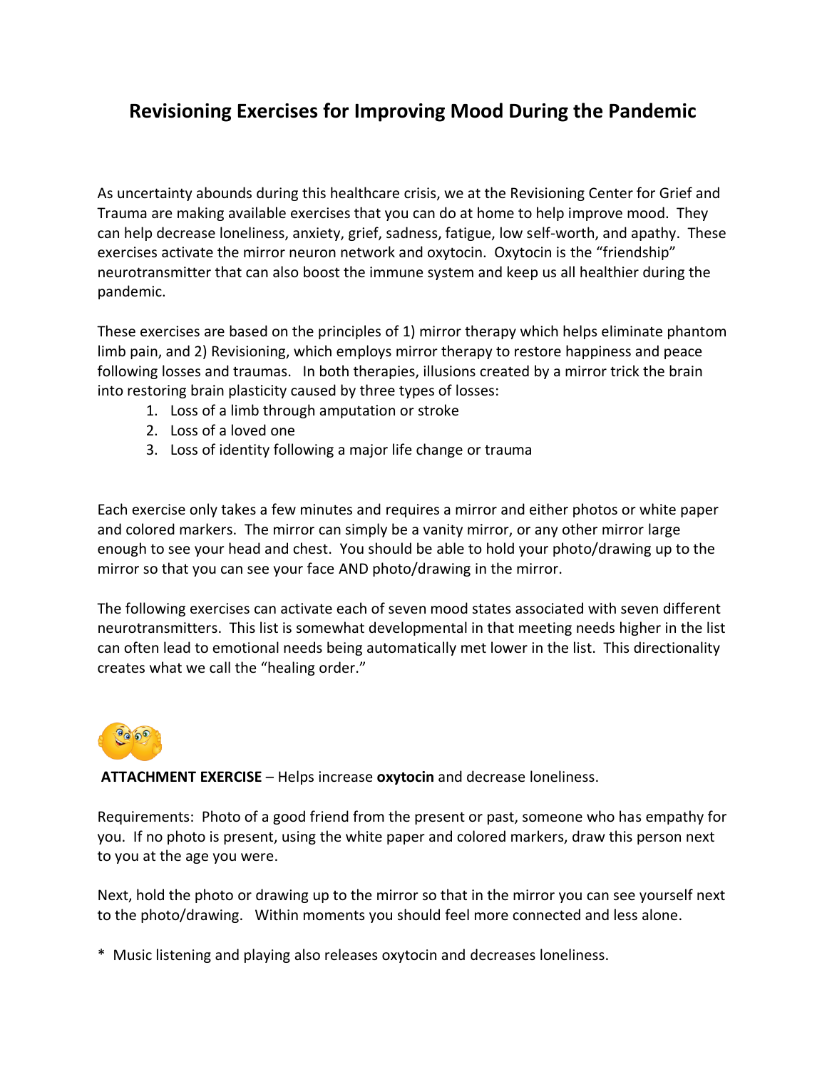# Revisioning Exercises for Improving Mood During the Pandemic

As uncertainty abounds during this healthcare crisis, we at the Revisioning Center for Grief and Trauma are making available exercises that you can do at home to help improve mood. They can help decrease loneliness, anxiety, grief, sadness, fatigue, low self-worth, and apathy. These exercises activate the mirror neuron network and oxytocin. Oxytocin is the "friendship" neurotransmitter that can also boost the immune system and keep us all healthier during the pandemic.

These exercises are based on the principles of 1) mirror therapy which helps eliminate phantom limb pain, and 2) Revisioning, which employs mirror therapy to restore happiness and peace following losses and traumas. In both therapies, illusions created by a mirror trick the brain into restoring brain plasticity caused by three types of losses:

1. Loss of a limb through amputation or stroke
2. Loss of a loved one
3. Loss of identity following a major life change or trauma

Each exercise only takes a few minutes and requires a mirror and either photos or white paper and colored markers. The mirror can simply be a vanity mirror, or any other mirror large enough to see your head and chest. You should be able to hold your photo/drawing up to the mirror so that you can see your face AND photo/drawing in the mirror.

The following exercises can activate each of seven mood states associated with seven different neurotransmitters. This list is somewhat developmental in that meeting needs higher in the list can often lead to emotional needs being automatically met lower in the list. This directionality creates what we call the "healing order."

**ATTACHMENT EXERCISE** – Helps increase **oxytocin** and decrease loneliness.

Requirements: Photo of a good friend from the present or past, someone who has empathy for you. If no photo is present, using the white paper and colored markers, draw this person next to you at the age you were.

Next, hold the photo or drawing up to the mirror so that in the mirror you can see yourself next to the photo/drawing. Within moments you should feel more connected and less alone.

\* Music listening and playing also releases oxytocin and decreases loneliness.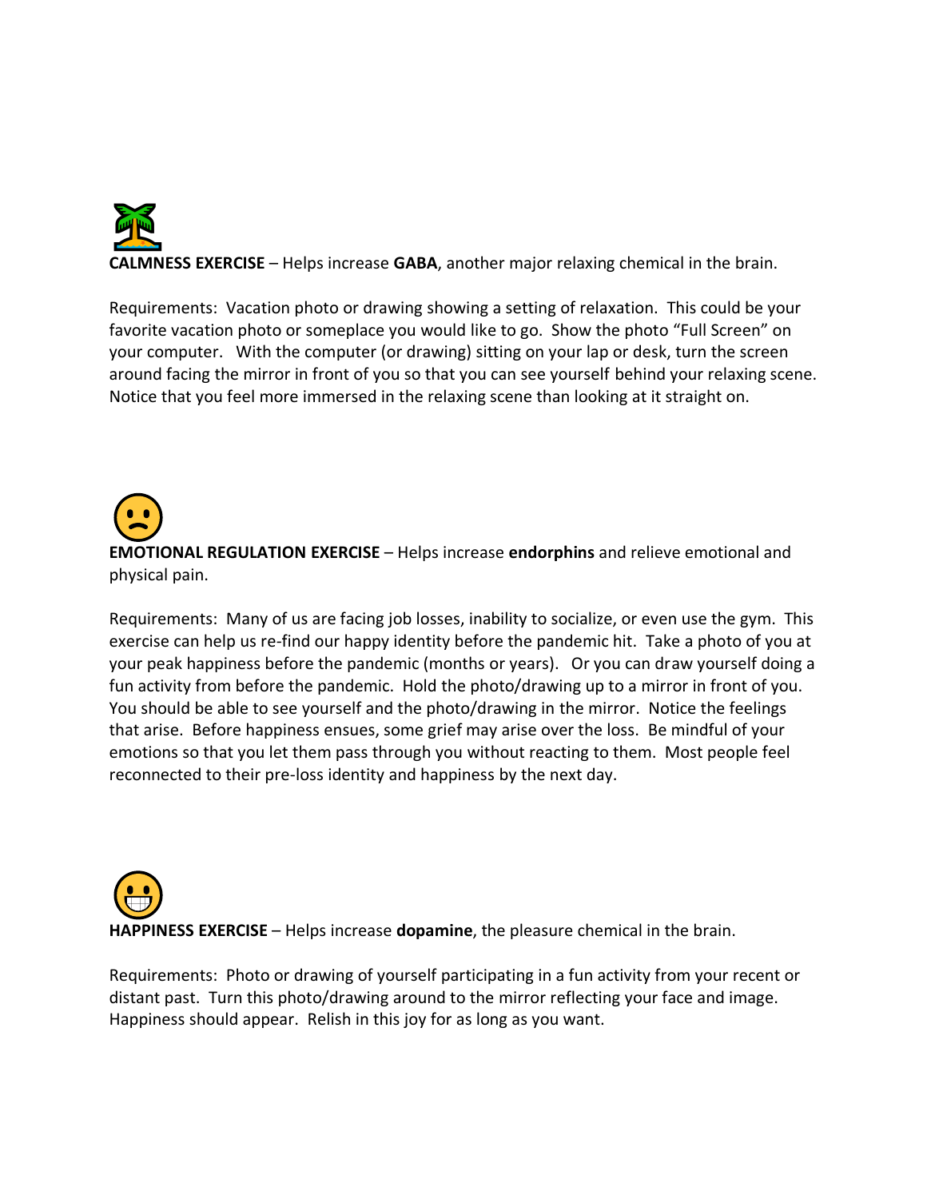🏝️
**CALMNESS EXERCISE** – Helps increase **GABA**, another major relaxing chemical in the brain.

Requirements: Vacation photo or drawing showing a setting of relaxation. This could be your favorite vacation photo or someplace you would like to go. Show the photo "Full Screen" on your computer. With the computer (or drawing) sitting on your lap or desk, turn the screen around facing the mirror in front of you so that you can see yourself behind your relaxing scene. Notice that you feel more immersed in the relaxing scene than looking at it straight on.

🙁
**EMOTIONAL REGULATION EXERCISE** – Helps increase **endorphins** and relieve emotional and physical pain.

Requirements: Many of us are facing job losses, inability to socialize, or even use the gym. This exercise can help us re-find our happy identity before the pandemic hit. Take a photo of you at your peak happiness before the pandemic (months or years). Or you can draw yourself doing a fun activity from before the pandemic. Hold the photo/drawing up to a mirror in front of you. You should be able to see yourself and the photo/drawing in the mirror. Notice the feelings that arise. Before happiness ensues, some grief may arise over the loss. Be mindful of your emotions so that you let them pass through you without reacting to them. Most people feel reconnected to their pre-loss identity and happiness by the next day.

😁
**HAPPINESS EXERCISE** – Helps increase **dopamine**, the pleasure chemical in the brain.

Requirements: Photo or drawing of yourself participating in a fun activity from your recent or distant past. Turn this photo/drawing around to the mirror reflecting your face and image. Happiness should appear. Relish in this joy for as long as you want.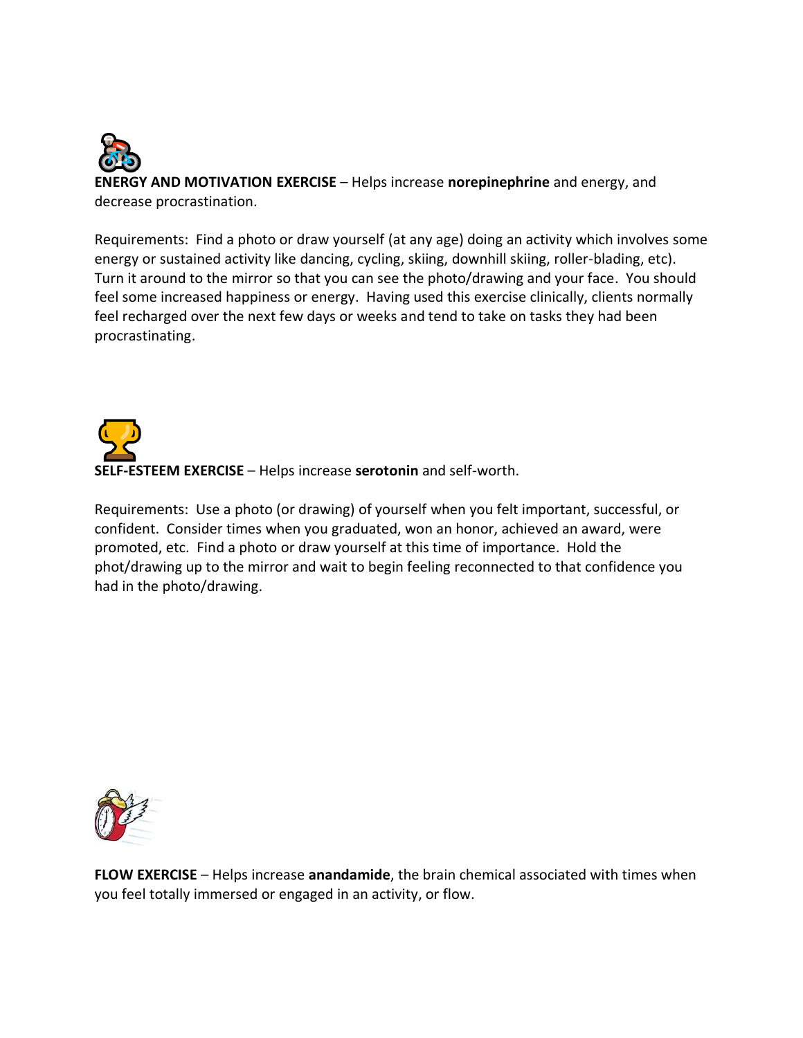**ENERGY AND MOTIVATION EXERCISE** – Helps increase **norepinephrine** and energy, and decrease procrastination.

Requirements: Find a photo or draw yourself (at any age) doing an activity which involves some energy or sustained activity like dancing, cycling, skiing, downhill skiing, roller-blading, etc). Turn it around to the mirror so that you can see the photo/drawing and your face. You should feel some increased happiness or energy. Having used this exercise clinically, clients normally feel recharged over the next few days or weeks and tend to take on tasks they had been procrastinating.

**SELF-ESTEEM EXERCISE** – Helps increase **serotonin** and self-worth.

Requirements: Use a photo (or drawing) of yourself when you felt important, successful, or confident. Consider times when you graduated, won an honor, achieved an award, were promoted, etc. Find a photo or draw yourself at this time of importance. Hold the phot/drawing up to the mirror and wait to begin feeling reconnected to that confidence you had in the photo/drawing.

**FLOW EXERCISE** – Helps increase **anandamide**, the brain chemical associated with times when you feel totally immersed or engaged in an activity, or flow.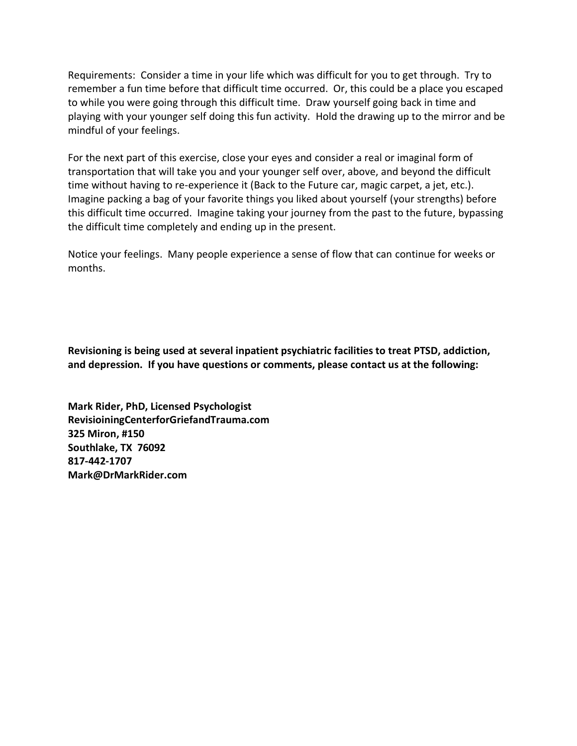Requirements: Consider a time in your life which was difficult for you to get through. Try to remember a fun time before that difficult time occurred. Or, this could be a place you escaped to while you were going through this difficult time. Draw yourself going back in time and playing with your younger self doing this fun activity. Hold the drawing up to the mirror and be mindful of your feelings.

For the next part of this exercise, close your eyes and consider a real or imaginal form of transportation that will take you and your younger self over, above, and beyond the difficult time without having to re-experience it (Back to the Future car, magic carpet, a jet, etc.). Imagine packing a bag of your favorite things you liked about yourself (your strengths) before this difficult time occurred. Imagine taking your journey from the past to the future, bypassing the difficult time completely and ending up in the present.

Notice your feelings. Many people experience a sense of flow that can continue for weeks or months.

**Revisioning is being used at several inpatient psychiatric facilities to treat PTSD, addiction, and depression. If you have questions or comments, please contact us at the following:**

**Mark Rider, PhD, Licensed Psychologist**
**RevisioiningCenterforGriefandTrauma.com**
**325 Miron, #150**
**Southlake, TX 76092**
**817-442-1707**
**Mark@DrMarkRider.com**